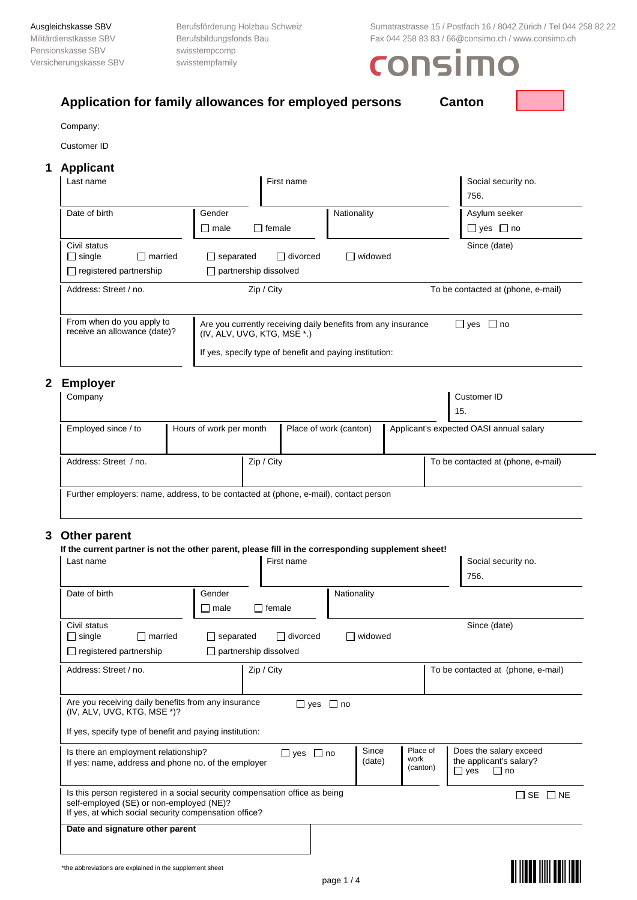Ausgleichskasse SBV
Militärdienstkasse SBV
Pensionskasse SBV
Versicherungskasse SBV

Berufsförderung Holzbau Schweiz
Berufsbildungsfonds Bau
swisstempcomp
swisstempfamily

Sumatrastrasse 15 / Postfach 16 / 8042 Zürich / Tel 044 258 82 22
Fax 044 258 83 83 / 66@consimo.ch / www.consimo.ch

consimo

# Application for family allowances for employed persons

**Canton**

Company:

Customer ID

## 1 Applicant

| Last name | First name | Social security no. 756. |
|---|---|---|

| Date of birth | Gender ☐ male ☐ female | Nationality | Asylum seeker ☐ yes ☐ no |
|---|---|---|---|

Civil status
☐ single ☐ married ☐ separated ☐ divorced ☐ widowed
☐ registered partnership ☐ partnership dissolved

Since (date)

| Address: Street / no. | Zip / City | To be contacted at (phone, e-mail) |
|---|---|---|

| From when do you apply to receive an allowance (date)? | Are you currently receiving daily benefits from any insurance (IV, ALV, UVG, KTG, MSE *.) ☐ yes ☐ no<br>If yes, specify type of benefit and paying institution: |
|---|---|

## 2 Employer

| Company | Customer ID 15. |
|---|---|

| Employed since / to | Hours of work per month | Place of work (canton) | Applicant's expected OASI annual salary |
|---|---|---|---|

| Address: Street / no. | Zip / City | To be contacted at (phone, e-mail) |
|---|---|---|

Further employers: name, address, to be contacted at (phone, e-mail), contact person

## 3 Other parent

**If the current partner is not the other parent, please fill in the corresponding supplement sheet!**

| Last name | First name | Social security no. 756. |
|---|---|---|

| Date of birth | Gender ☐ male ☐ female | Nationality |
|---|---|---|

Civil status
☐ single ☐ married ☐ separated ☐ divorced ☐ widowed
☐ registered partnership ☐ partnership dissolved

Since (date)

| Address: Street / no. | Zip / City | To be contacted at (phone, e-mail) |
|---|---|---|

Are you receiving daily benefits from any insurance (IV, ALV, UVG, KTG, MSE *)? ☐ yes ☐ no

If yes, specify type of benefit and paying institution:

| Is there an employment relationship? ☐ yes ☐ no<br>If yes: name, address and phone no. of the employer | Since (date) | Place of work (canton) | Does the salary exceed the applicant's salary? ☐ yes ☐ no |
|---|---|---|---|

Is this person registered in a social security compensation office as being self-employed (SE) or non-employed (NE)? ☐ SE ☐ NE
If yes, at which social security compensation office?

**Date and signature other parent**

*the abbreviations are explained in the supplement sheet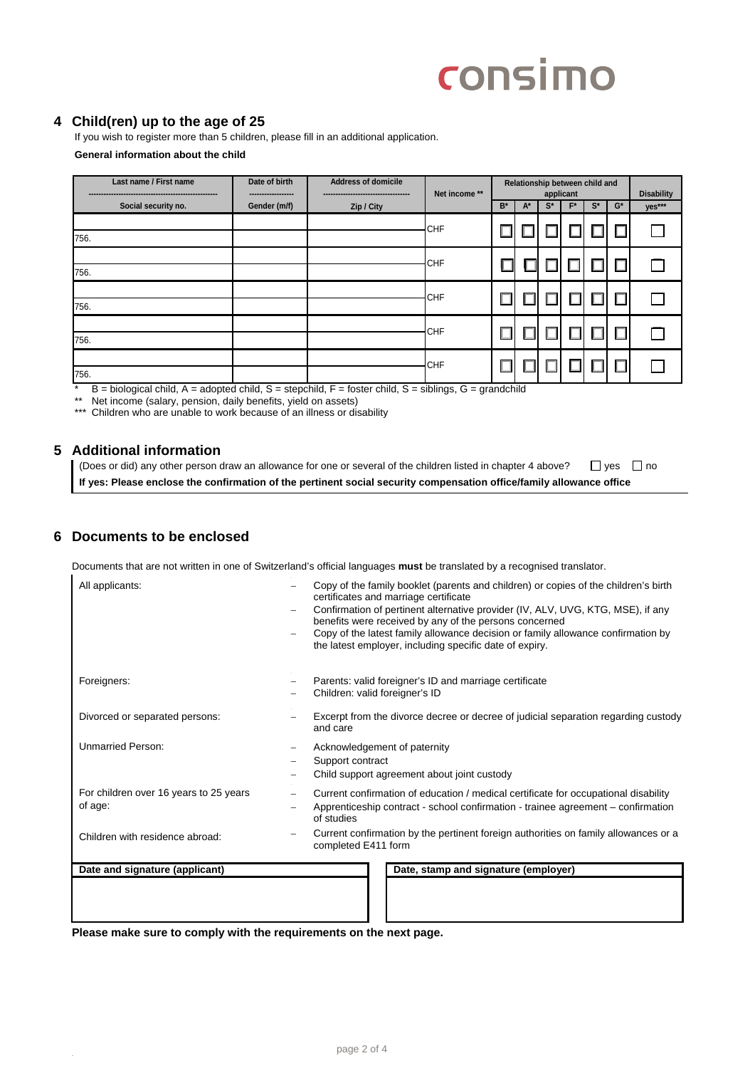consimo

## 4 Child(ren) up to the age of 25

If you wish to register more than 5 children, please fill in an additional application.

**General information about the child**

| Last name / First name<br>Social security no. | Date of birth<br>Gender (m/f) | Address of domicile<br>Zip / City | Net income ** | Relationship between child and applicant | | | | | | Disability |
|---|---|---|---|---|---|---|---|---|---|---|
| | | | | B* | A* | S* | F* | S* | G* | yes*** |
| <br>756. | | | CHF | ☐ | ☐ | ☐ | ☐ | ☐ | ☐ | ☐ |
| <br>756. | | | CHF | ☐ | ☐ | ☐ | ☐ | ☐ | ☐ | ☐ |
| <br>756. | | | CHF | ☐ | ☐ | ☐ | ☐ | ☐ | ☐ | ☐ |
| <br>756. | | | CHF | ☐ | ☐ | ☐ | ☐ | ☐ | ☐ | ☐ |
| <br>756. | | | CHF | ☐ | ☐ | ☐ | ☐ | ☐ | ☐ | ☐ |

\* B = biological child, A = adopted child, S = stepchild, F = foster child, S = siblings, G = grandchild

\*\* Net income (salary, pension, daily benefits, yield on assets)

\*\*\* Children who are unable to work because of an illness or disability

## 5 Additional information

(Does or did) any other person draw an allowance for one or several of the children listed in chapter 4 above? ☐ yes ☐ no

**If yes: Please enclose the confirmation of the pertinent social security compensation office/family allowance office**

## 6 Documents to be enclosed

Documents that are not written in one of Switzerland's official languages **must** be translated by a recognised translator.

All applicants:
- Copy of the family booklet (parents and children) or copies of the children's birth certificates and marriage certificate
- Confirmation of pertinent alternative provider (IV, ALV, UVG, KTG, MSE), if any benefits were received by any of the persons concerned
- Copy of the latest family allowance decision or family allowance confirmation by the latest employer, including specific date of expiry.

Foreigners:
- Parents: valid foreigner's ID and marriage certificate
- Children: valid foreigner's ID

Divorced or separated persons:
- Excerpt from the divorce decree or decree of judicial separation regarding custody and care

Unmarried Person:
- Acknowledgement of paternity
- Support contract
- Child support agreement about joint custody

For children over 16 years to 25 years of age:
- Current confirmation of education / medical certificate for occupational disability
- Apprenticeship contract - school confirmation - trainee agreement – confirmation of studies

Children with residence abroad:
- Current confirmation by the pertinent foreign authorities on family allowances or a completed E411 form

| Date and signature (applicant) | Date, stamp and signature (employer) |
|---|---|
| | |

**Please make sure to comply with the requirements on the next page.**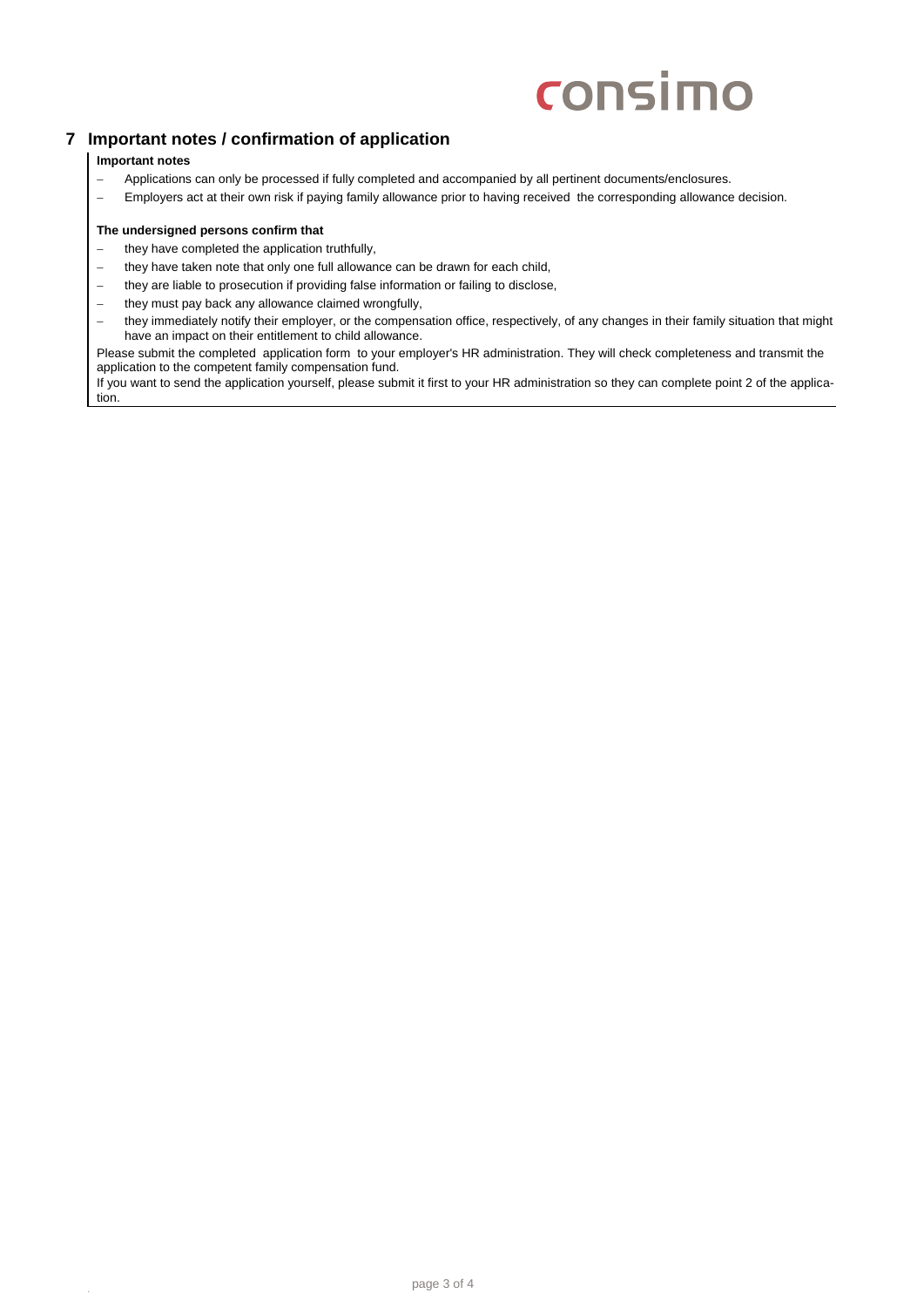## 7 Important notes / confirmation of application

**Important notes**

- Applications can only be processed if fully completed and accompanied by all pertinent documents/enclosures.
- Employers act at their own risk if paying family allowance prior to having received the corresponding allowance decision.

**The undersigned persons confirm that**

- they have completed the application truthfully,
- they have taken note that only one full allowance can be drawn for each child,
- they are liable to prosecution if providing false information or failing to disclose,
- they must pay back any allowance claimed wrongfully,
- they immediately notify their employer, or the compensation office, respectively, of any changes in their family situation that might have an impact on their entitlement to child allowance.

Please submit the completed application form to your employer's HR administration. They will check completeness and transmit the application to the competent family compensation fund.

If you want to send the application yourself, please submit it first to your HR administration so they can complete point 2 of the application.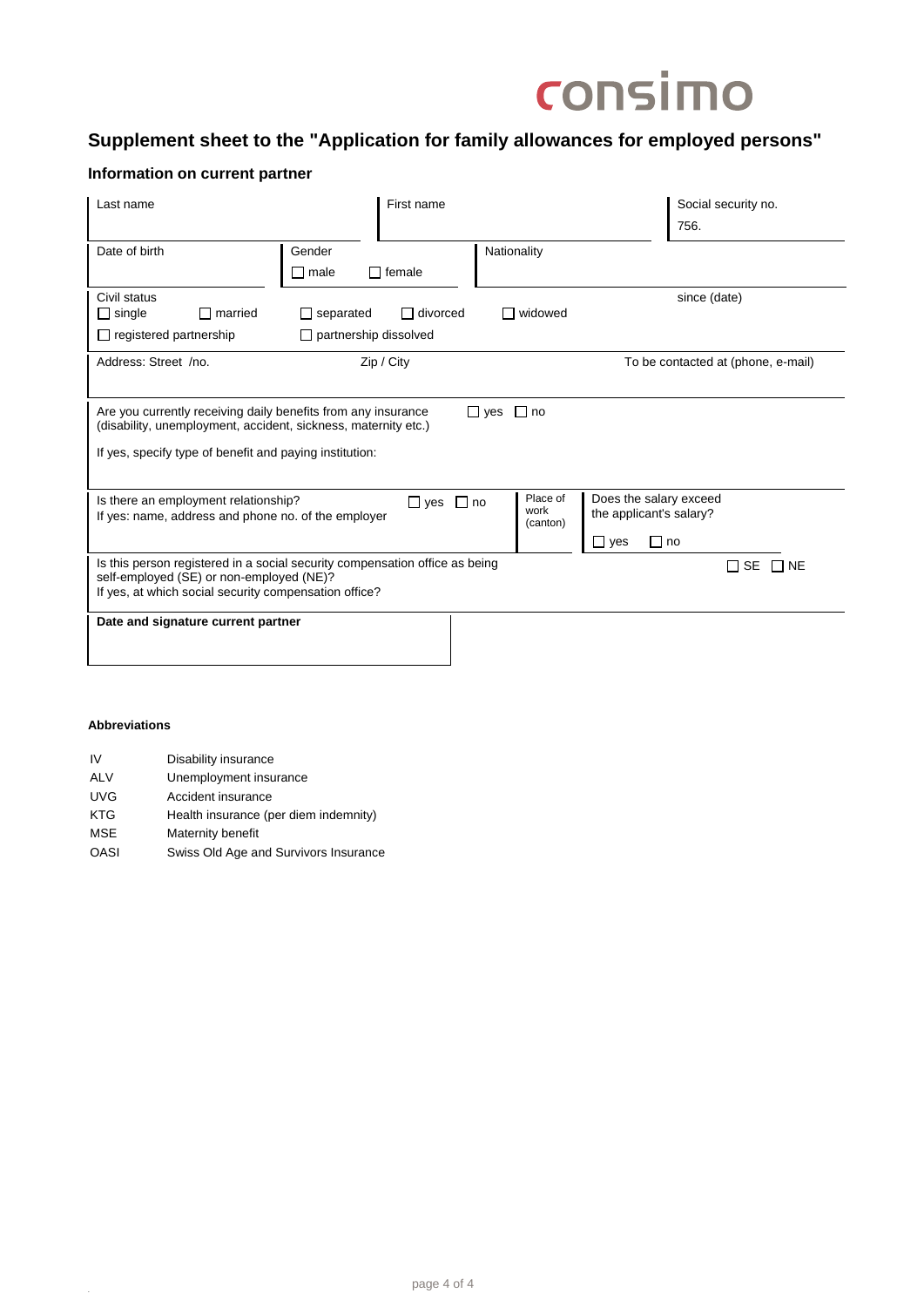consimo

# Supplement sheet to the "Application for family allowances for employed persons"

## Information on current partner

| | | | |
|---|---|---|---|
| Last name | First name | | Social security no. 756. |
| Date of birth | Gender ☐ male ☐ female | Nationality | |
| Civil status ☐ single ☐ married ☐ separated ☐ divorced ☐ widowed ☐ registered partnership ☐ partnership dissolved | | | since (date) |
| Address: Street /no. | Zip / City | | To be contacted at (phone, e-mail) |
| Are you currently receiving daily benefits from any insurance (disability, unemployment, accident, sickness, maternity etc.) ☐ yes ☐ no<br>If yes, specify type of benefit and paying institution: | | | |
| Is there an employment relationship? ☐ yes ☐ no<br>If yes: name, address and phone no. of the employer | Place of work (canton) | Does the salary exceed the applicant's salary? ☐ yes ☐ no | |
| Is this person registered in a social security compensation office as being self-employed (SE) or non-employed (NE)?<br>If yes, at which social security compensation office? | | | ☐ SE ☐ NE |
| **Date and signature current partner** | | | |

**Abbreviations**

| | |
|---|---|
| IV | Disability insurance |
| ALV | Unemployment insurance |
| UVG | Accident insurance |
| KTG | Health insurance (per diem indemnity) |
| MSE | Maternity benefit |
| OASI | Swiss Old Age and Survivors Insurance |